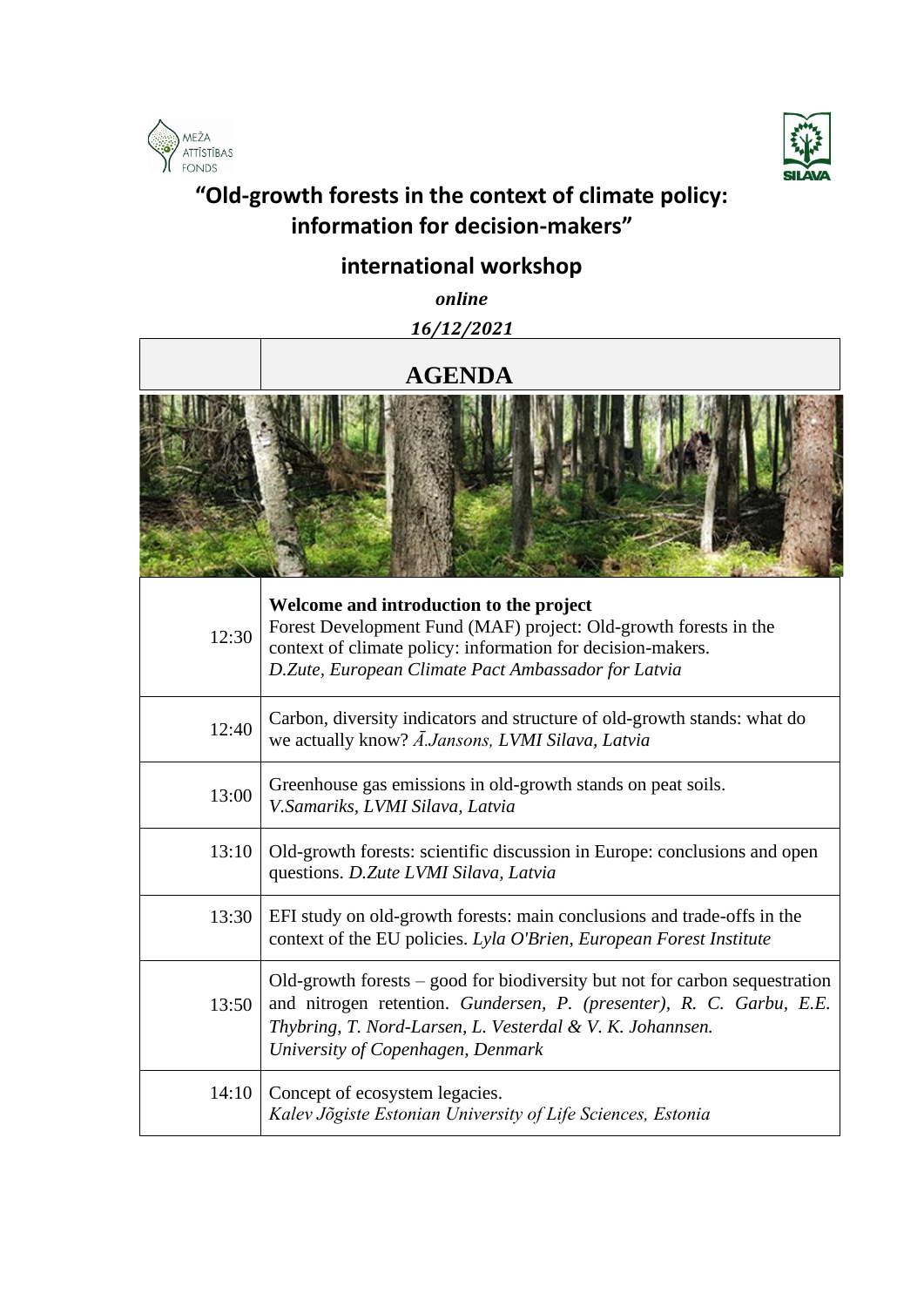# "Old-growth forests in the context of climate policy: information for decision-makers"

## international workshop

***online***

***16/12/2021***

| | **AGENDA** |
|---|---|
| 12:30 | **Welcome and introduction to the project** Forest Development Fund (MAF) project: Old-growth forests in the context of climate policy: information for decision-makers. *D.Zute, European Climate Pact Ambassador for Latvia* |
| 12:40 | Carbon, diversity indicators and structure of old-growth stands: what do we actually know? *Ā.Jansons, LVMI Silava, Latvia* |
| 13:00 | Greenhouse gas emissions in old-growth stands on peat soils. *V.Samariks, LVMI Silava, Latvia* |
| 13:10 | Old-growth forests: scientific discussion in Europe: conclusions and open questions. *D.Zute LVMI Silava, Latvia* |
| 13:30 | EFI study on old-growth forests: main conclusions and trade-offs in the context of the EU policies. *Lyla O'Brien, European Forest Institute* |
| 13:50 | Old-growth forests – good for biodiversity but not for carbon sequestration and nitrogen retention. *Gundersen, P. (presenter), R. C. Garbu, E.E. Thybring, T. Nord-Larsen, L. Vesterdal & V. K. Johannsen. University of Copenhagen, Denmark* |
| 14:10 | Concept of ecosystem legacies. *Kalev Jõgiste Estonian University of Life Sciences, Estonia* |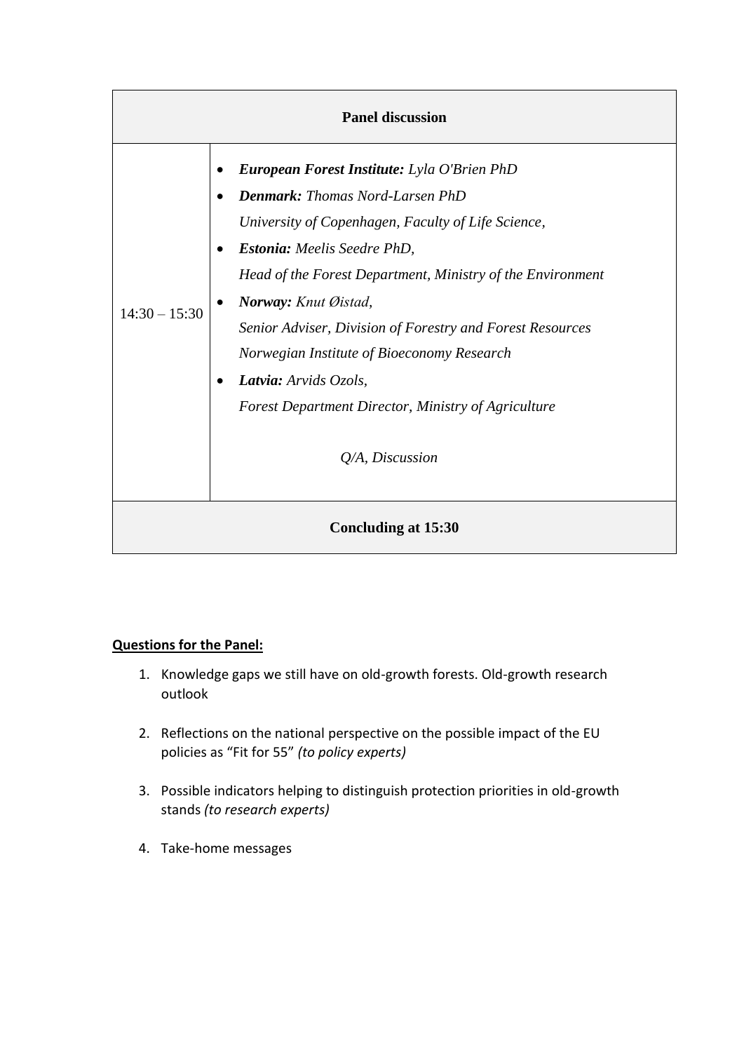| Panel discussion | |
|---|---|
| 14:30 – 15:30 | • ***European Forest Institute:*** *Lyla O'Brien PhD*<br>• ***Denmark:*** *Thomas Nord-Larsen PhD*<br>*University of Copenhagen, Faculty of Life Science,*<br>• ***Estonia:*** *Meelis Seedre PhD,*<br>*Head of the Forest Department, Ministry of the Environment*<br>• ***Norway:*** *Knut Øistad,*<br>*Senior Adviser, Division of Forestry and Forest Resources*<br>*Norwegian Institute of Bioeconomy Research*<br>• ***Latvia:*** *Arvids Ozols,*<br>*Forest Department Director, Ministry of Agriculture*<br><br>*Q/A, Discussion* |
| **Concluding at 15:30** | |

**Questions for the Panel:**

1. Knowledge gaps we still have on old-growth forests. Old-growth research outlook
2. Reflections on the national perspective on the possible impact of the EU policies as "Fit for 55" *(to policy experts)*
3. Possible indicators helping to distinguish protection priorities in old-growth stands *(to research experts)*
4. Take-home messages